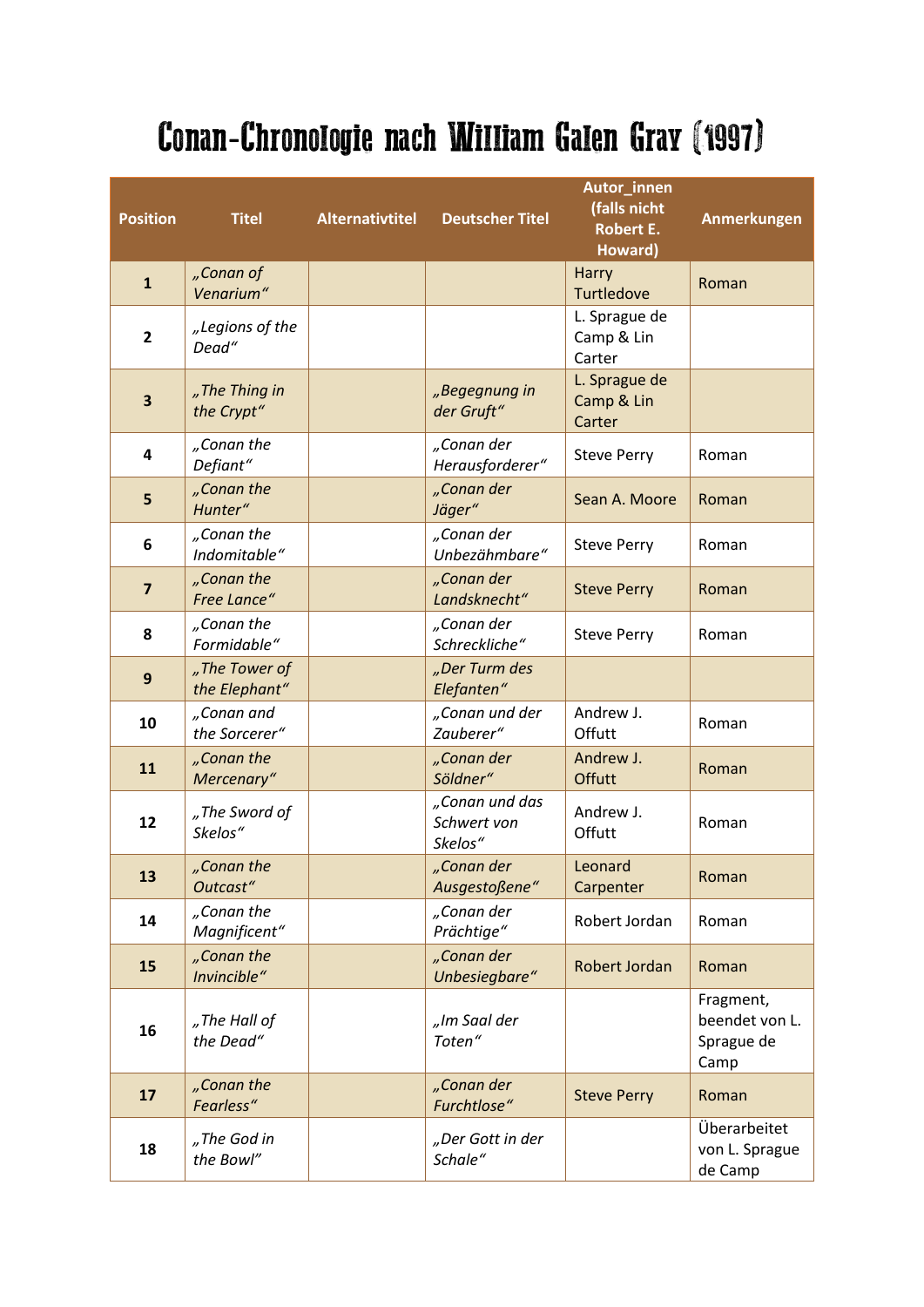# Conan-Chronologie nach William Galen Gray (1997)

| Position | Titel | Alternativtitel | Deutscher Titel | Autor_innen (falls nicht Robert E. Howard) | Anmerkungen |
|---|---|---|---|---|---|
| **1** | *„Conan of Venarium“* | | | Harry Turtledove | Roman |
| **2** | *„Legions of the Dead“* | | | L. Sprague de Camp & Lin Carter | |
| **3** | *„The Thing in the Crypt“* | | *„Begegnung in der Gruft“* | L. Sprague de Camp & Lin Carter | |
| **4** | *„Conan the Defiant“* | | *„Conan der Herausforderer“* | Steve Perry | Roman |
| **5** | *„Conan the Hunter“* | | *„Conan der Jäger“* | Sean A. Moore | Roman |
| **6** | *„Conan the Indomitable“* | | *„Conan der Unbezähmbare“* | Steve Perry | Roman |
| **7** | *„Conan the Free Lance“* | | *„Conan der Landsknecht“* | Steve Perry | Roman |
| **8** | *„Conan the Formidable“* | | *„Conan der Schreckliche“* | Steve Perry | Roman |
| **9** | *„The Tower of the Elephant“* | | *„Der Turm des Elefanten“* | | |
| **10** | *„Conan and the Sorcerer“* | | *„Conan und der Zauberer“* | Andrew J. Offutt | Roman |
| **11** | *„Conan the Mercenary“* | | *„Conan der Söldner“* | Andrew J. Offutt | Roman |
| **12** | *„The Sword of Skelos“* | | *„Conan und das Schwert von Skelos“* | Andrew J. Offutt | Roman |
| **13** | *„Conan the Outcast“* | | *„Conan der Ausgestoßene“* | Leonard Carpenter | Roman |
| **14** | *„Conan the Magnificent“* | | *„Conan der Prächtige“* | Robert Jordan | Roman |
| **15** | *„Conan the Invincible“* | | *„Conan der Unbesiegbare“* | Robert Jordan | Roman |
| **16** | *„The Hall of the Dead“* | | *„Im Saal der Toten“* | | Fragment, beendet von L. Sprague de Camp |
| **17** | *„Conan the Fearless“* | | *„Conan der Furchtlose“* | Steve Perry | Roman |
| **18** | *„The God in the Bowl“* | | *„Der Gott in der Schale“* | | Überarbeitet von L. Sprague de Camp |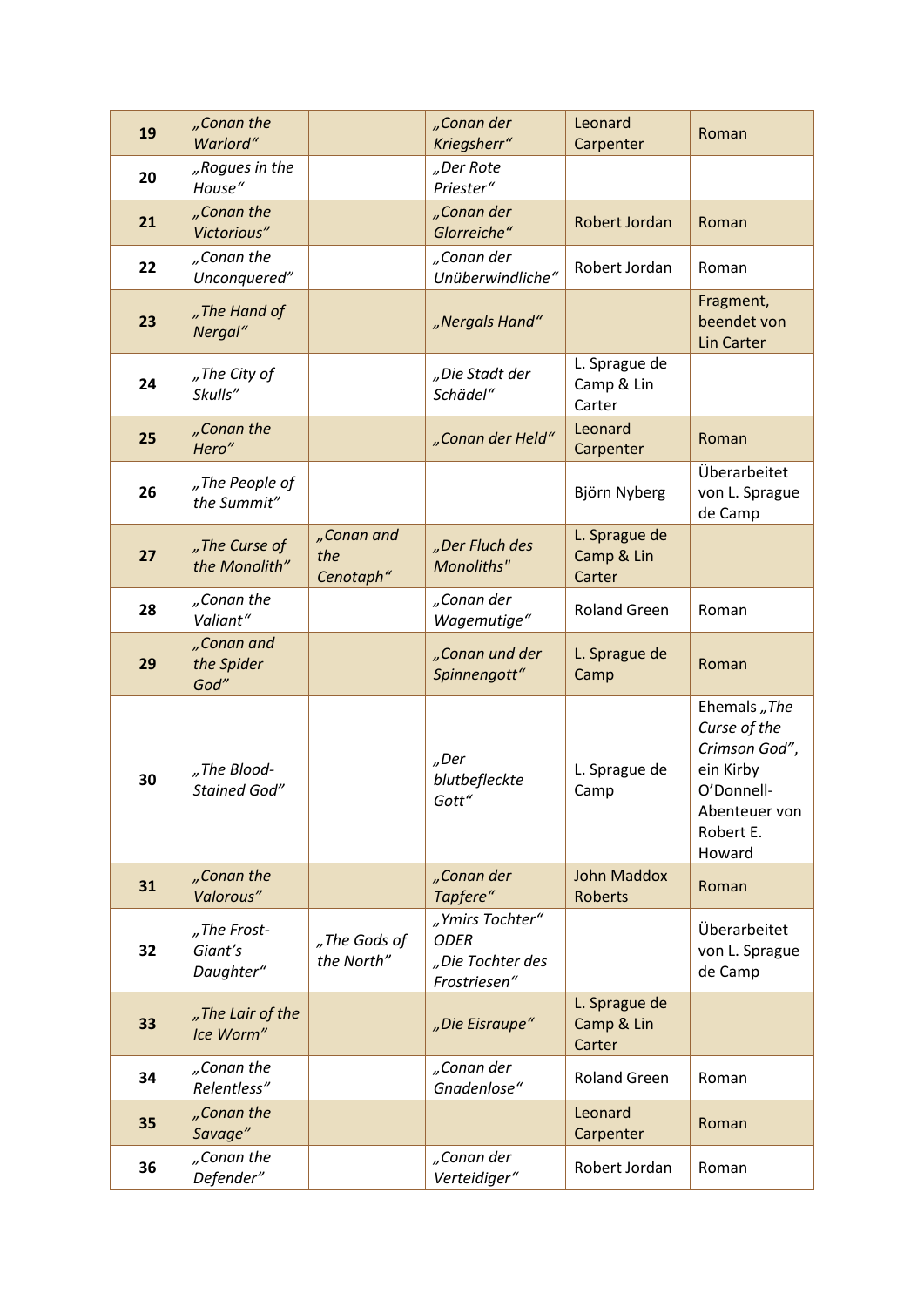| 19 | *„Conan the Warlord“* | | *„Conan der Kriegsherr“* | Leonard Carpenter | Roman |
|---|---|---|---|---|---|
| 20 | *„Rogues in the House“* | | *„Der Rote Priester“* | | |
| 21 | *„Conan the Victorious”* | | *„Conan der Glorreiche“* | Robert Jordan | Roman |
| 22 | *„Conan the Unconquered”* | | *„Conan der Unüberwindliche“* | Robert Jordan | Roman |
| 23 | *„The Hand of Nergal“* | | *„Nergals Hand“* | | Fragment, beendet von Lin Carter |
| 24 | *„The City of Skulls”* | | *„Die Stadt der Schädel“* | L. Sprague de Camp & Lin Carter | |
| 25 | *„Conan the Hero”* | | *„Conan der Held“* | Leonard Carpenter | Roman |
| 26 | *„The People of the Summit”* | | | Björn Nyberg | Überarbeitet von L. Sprague de Camp |
| 27 | *„The Curse of the Monolith”* | *„Conan and the Cenotaph“* | *„Der Fluch des Monoliths"* | L. Sprague de Camp & Lin Carter | |
| 28 | *„Conan the Valiant“* | | *„Conan der Wagemutige“* | Roland Green | Roman |
| 29 | *„Conan and the Spider God”* | | *„Conan und der Spinnengott“* | L. Sprague de Camp | Roman |
| 30 | *„The Blood-Stained God”* | | *„Der blutbefleckte Gott“* | L. Sprague de Camp | Ehemals *„The Curse of the Crimson God”*, ein Kirby O'Donnell-Abenteuer von Robert E. Howard |
| 31 | *„Conan the Valorous”* | | *„Conan der Tapfere“* | John Maddox Roberts | Roman |
| 32 | *„The Frost-Giant's Daughter“* | *„The Gods of the North”* | *„Ymirs Tochter“ ODER „Die Tochter des Frostriesen“* | | Überarbeitet von L. Sprague de Camp |
| 33 | *„The Lair of the Ice Worm”* | | *„Die Eisraupe“* | L. Sprague de Camp & Lin Carter | |
| 34 | *„Conan the Relentless”* | | *„Conan der Gnadenlose“* | Roland Green | Roman |
| 35 | *„Conan the Savage”* | | | Leonard Carpenter | Roman |
| 36 | *„Conan the Defender”* | | *„Conan der Verteidiger“* | Robert Jordan | Roman |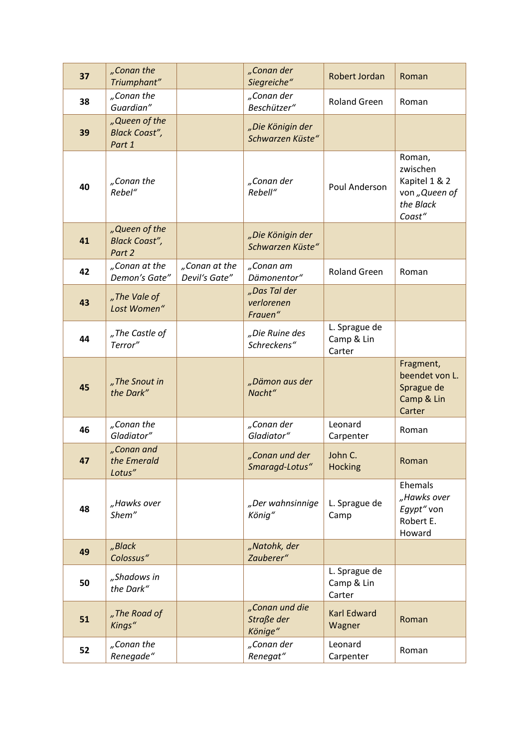| 37 | *„Conan the Triumphant"* | | *„Conan der Siegreiche"* | Robert Jordan | Roman |
|---|---|---|---|---|---|
| 38 | *„Conan the Guardian"* | | *„Conan der Beschützer"* | Roland Green | Roman |
| 39 | *„Queen of the Black Coast", Part 1* | | *„Die Königin der Schwarzen Küste"* | | |
| 40 | *„Conan the Rebel"* | | *„Conan der Rebell"* | Poul Anderson | Roman, zwischen Kapitel 1 & 2 von *„Queen of the Black Coast"* |
| 41 | *„Queen of the Black Coast", Part 2* | | *„Die Königin der Schwarzen Küste"* | | |
| 42 | *„Conan at the Demon's Gate"* | *„Conan at the Devil's Gate"* | *„Conan am Dämonentor"* | Roland Green | Roman |
| 43 | *„The Vale of Lost Women"* | | *„Das Tal der verlorenen Frauen"* | | |
| 44 | *„The Castle of Terror"* | | *„Die Ruine des Schreckens"* | L. Sprague de Camp & Lin Carter | |
| 45 | *„The Snout in the Dark"* | | *„Dämon aus der Nacht"* | | Fragment, beendet von L. Sprague de Camp & Lin Carter |
| 46 | *„Conan the Gladiator"* | | *„Conan der Gladiator"* | Leonard Carpenter | Roman |
| 47 | *„Conan and the Emerald Lotus"* | | *„Conan und der Smaragd-Lotus"* | John C. Hocking | Roman |
| 48 | *„Hawks over Shem"* | | *„Der wahnsinnige König"* | L. Sprague de Camp | Ehemals *„Hawks over Egypt"* von Robert E. Howard |
| 49 | *„Black Colossus"* | | *„Natohk, der Zauberer"* | | |
| 50 | *„Shadows in the Dark"* | | | L. Sprague de Camp & Lin Carter | |
| 51 | *„The Road of Kings"* | | *„Conan und die Straße der Könige"* | Karl Edward Wagner | Roman |
| 52 | *„Conan the Renegade"* | | *„Conan der Renegat"* | Leonard Carpenter | Roman |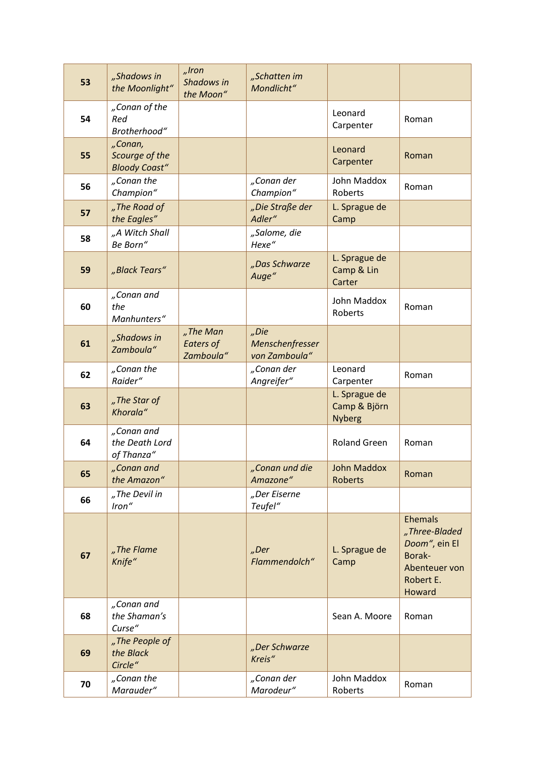| | | | | | |
|---|---|---|---|---|---|
| **53** | *„Shadows in the Moonlight“* | *„Iron Shadows in the Moon“* | *„Schatten im Mondlicht“* | | |
| **54** | *„Conan of the Red Brotherhood“* | | | Leonard Carpenter | Roman |
| **55** | *„Conan, Scourge of the Bloody Coast“* | | | Leonard Carpenter | Roman |
| **56** | *„Conan the Champion“* | | *„Conan der Champion“* | John Maddox Roberts | Roman |
| **57** | *„The Road of the Eagles“* | | *„Die Straße der Adler“* | L. Sprague de Camp | |
| **58** | *„A Witch Shall Be Born“* | | *„Salome, die Hexe“* | | |
| **59** | *„Black Tears“* | | *„Das Schwarze Auge“* | L. Sprague de Camp & Lin Carter | |
| **60** | *„Conan and the Manhunters“* | | | John Maddox Roberts | Roman |
| **61** | *„Shadows in Zamboula“* | *„The Man Eaters of Zamboula“* | *„Die Menschenfresser von Zamboula“* | | |
| **62** | *„Conan the Raider“* | | *„Conan der Angreifer“* | Leonard Carpenter | Roman |
| **63** | *„The Star of Khorala“* | | | L. Sprague de Camp & Björn Nyberg | |
| **64** | *„Conan and the Death Lord of Thanza“* | | | Roland Green | Roman |
| **65** | *„Conan and the Amazon“* | | *„Conan und die Amazone“* | John Maddox Roberts | Roman |
| **66** | *„The Devil in Iron“* | | *„Der Eiserne Teufel“* | | |
| **67** | *„The Flame Knife“* | | *„Der Flammendolch“* | L. Sprague de Camp | Ehemals *„Three-Bladed Doom“*, ein El Borak-Abenteuer von Robert E. Howard |
| **68** | *„Conan and the Shaman's Curse“* | | | Sean A. Moore | Roman |
| **69** | *„The People of the Black Circle“* | | *„Der Schwarze Kreis“* | | |
| **70** | *„Conan the Marauder“* | | *„Conan der Marodeur“* | John Maddox Roberts | Roman |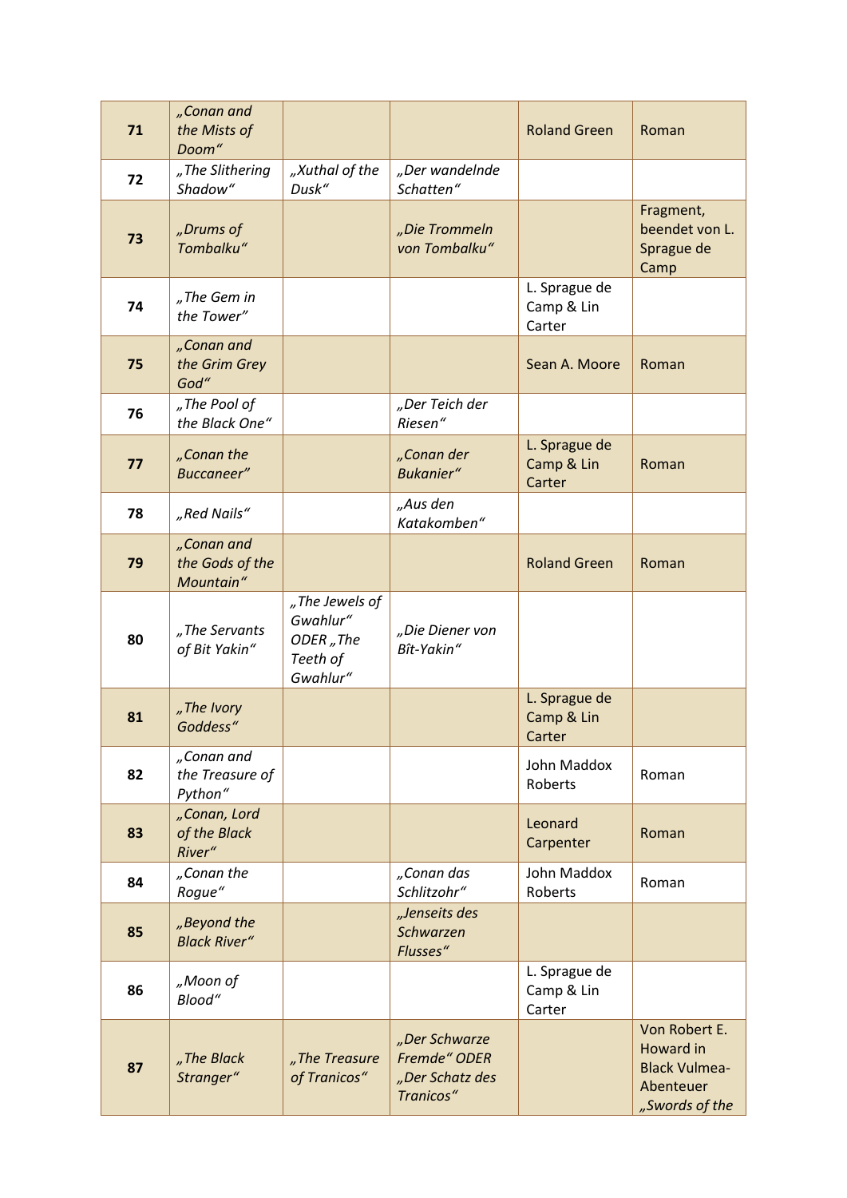| | | | | | |
|---|---|---|---|---|---|
| **71** | *„Conan and the Mists of Doom“* | | | Roland Green | Roman |
| **72** | *„The Slithering Shadow“* | *„Xuthal of the Dusk“* | *„Der wandelnde Schatten“* | | |
| **73** | *„Drums of Tombalku“* | | *„Die Trommeln von Tombalku“* | | Fragment, beendet von L. Sprague de Camp |
| **74** | *„The Gem in the Tower”* | | | L. Sprague de Camp & Lin Carter | |
| **75** | *„Conan and the Grim Grey God“* | | | Sean A. Moore | Roman |
| **76** | *„The Pool of the Black One“* | | *„Der Teich der Riesen“* | | |
| **77** | *„Conan the Buccaneer”* | | *„Conan der Bukanier“* | L. Sprague de Camp & Lin Carter | Roman |
| **78** | *„Red Nails“* | | *„Aus den Katakomben“* | | |
| **79** | *„Conan and the Gods of the Mountain“* | | | Roland Green | Roman |
| **80** | *„The Servants of Bit Yakin“* | *„The Jewels of Gwahlur“ ODER „The Teeth of Gwahlur“* | *„Die Diener von Bît-Yakin“* | | |
| **81** | *„The Ivory Goddess“* | | | L. Sprague de Camp & Lin Carter | |
| **82** | *„Conan and the Treasure of Python“* | | | John Maddox Roberts | Roman |
| **83** | *„Conan, Lord of the Black River“* | | | Leonard Carpenter | Roman |
| **84** | *„Conan the Rogue“* | | *„Conan das Schlitzohr“* | John Maddox Roberts | Roman |
| **85** | *„Beyond the Black River“* | | *„Jenseits des Schwarzen Flusses“* | | |
| **86** | *„Moon of Blood“* | | | L. Sprague de Camp & Lin Carter | |
| **87** | *„The Black Stranger“* | *„The Treasure of Tranicos“* | *„Der Schwarze Fremde“ ODER „Der Schatz des Tranicos“* | | Von Robert E. Howard in Black Vulmea-Abenteuer *„Swords of the* |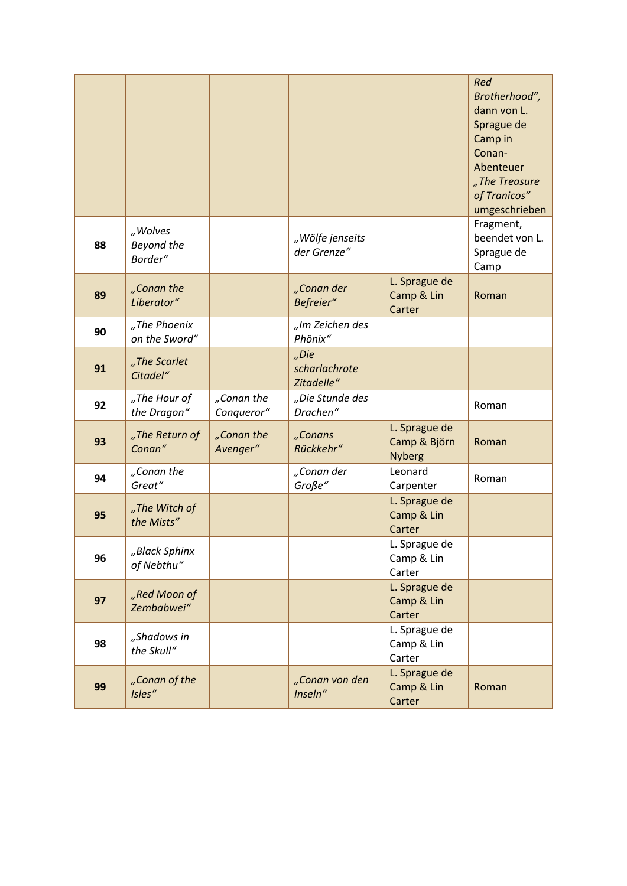| | | | | | |
|---|---|---|---|---|---|
| | | | | | *Red Brotherhood"*, dann von L. Sprague de Camp in Conan-Abenteuer *„The Treasure of Tranicos"* umgeschrieben |
| **88** | *„Wolves Beyond the Border"* | | *„Wölfe jenseits der Grenze"* | | Fragment, beendet von L. Sprague de Camp |
| **89** | *„Conan the Liberator"* | | *„Conan der Befreier"* | L. Sprague de Camp & Lin Carter | Roman |
| **90** | *„The Phoenix on the Sword"* | | *„Im Zeichen des Phönix"* | | |
| **91** | *„The Scarlet Citadel"* | | *„Die scharlachrote Zitadelle"* | | |
| **92** | *„The Hour of the Dragon"* | *„Conan the Conqueror"* | *„Die Stunde des Drachen"* | | Roman |
| **93** | *„The Return of Conan"* | *„Conan the Avenger"* | *„Conans Rückkehr"* | L. Sprague de Camp & Björn Nyberg | Roman |
| **94** | *„Conan the Great"* | | *„Conan der Große"* | Leonard Carpenter | Roman |
| **95** | *„The Witch of the Mists"* | | | L. Sprague de Camp & Lin Carter | |
| **96** | *„Black Sphinx of Nebthu"* | | | L. Sprague de Camp & Lin Carter | |
| **97** | *„Red Moon of Zembabwei"* | | | L. Sprague de Camp & Lin Carter | |
| **98** | *„Shadows in the Skull"* | | | L. Sprague de Camp & Lin Carter | |
| **99** | *„Conan of the Isles"* | | *„Conan von den Inseln"* | L. Sprague de Camp & Lin Carter | Roman |